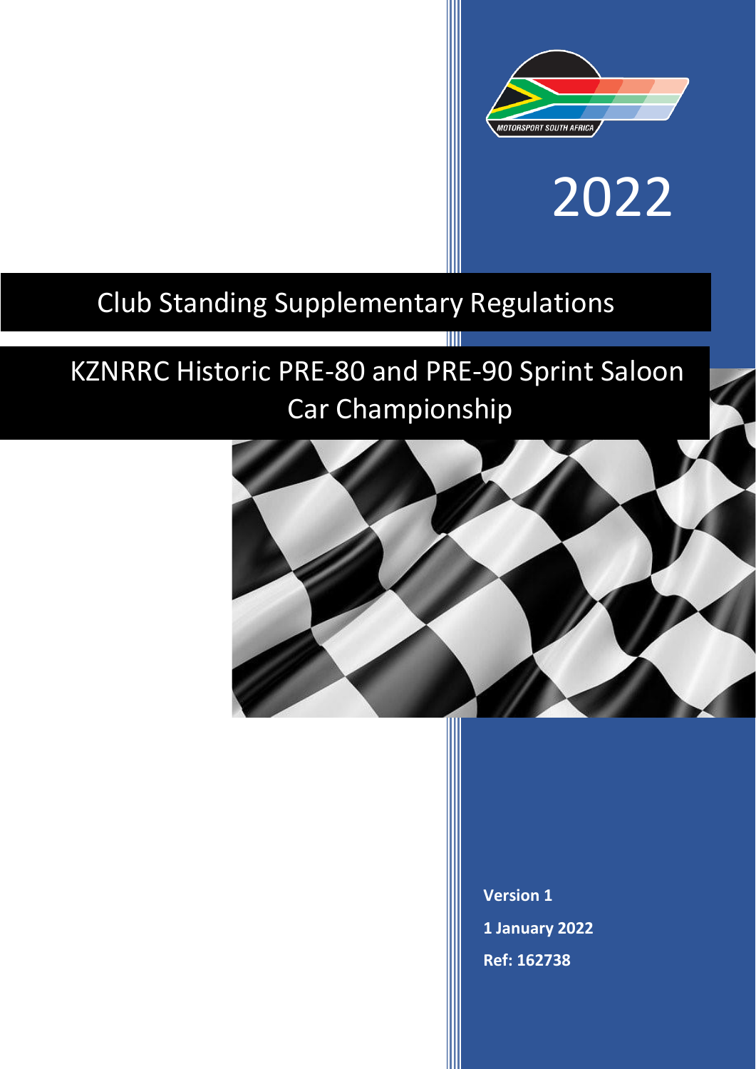2022

# Club Standing Supplementary Regulations

# KZNRRC Historic PRE-80 and PRE-90 Sprint Saloon Car Championship

**Version 1**

**1 January 2022**

**Ref: 162738**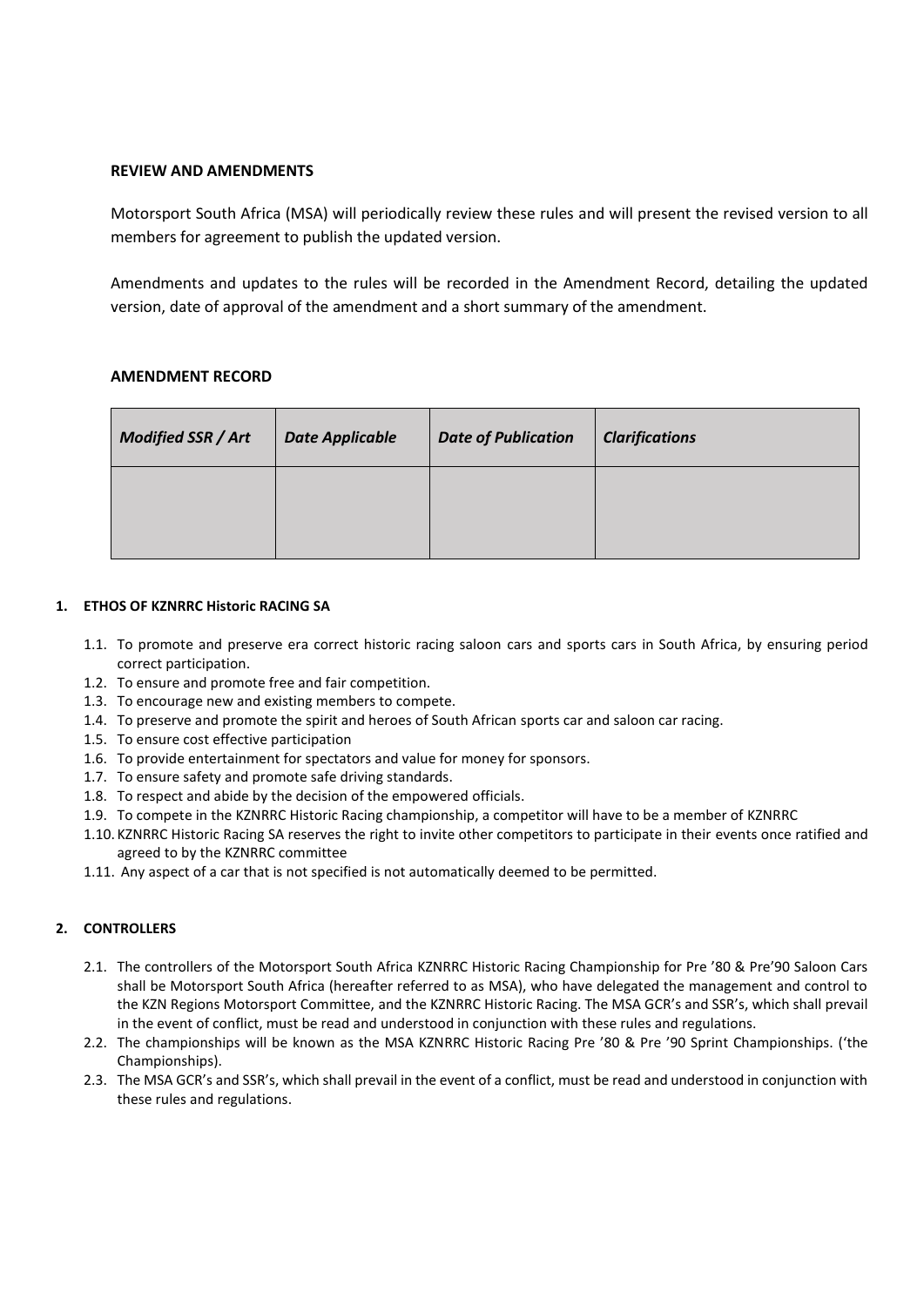**REVIEW AND AMENDMENTS**

Motorsport South Africa (MSA) will periodically review these rules and will present the revised version to all members for agreement to publish the updated version.

Amendments and updates to the rules will be recorded in the Amendment Record, detailing the updated version, date of approval of the amendment and a short summary of the amendment.

**AMENDMENT RECORD**

| *Modified SSR / Art* | *Date Applicable* | *Date of Publication* | *Clarifications* |
|---|---|---|---|
| | | | |

**1. ETHOS OF KZNRRC Historic RACING SA**

1.1. To promote and preserve era correct historic racing saloon cars and sports cars in South Africa, by ensuring period correct participation.
1.2. To ensure and promote free and fair competition.
1.3. To encourage new and existing members to compete.
1.4. To preserve and promote the spirit and heroes of South African sports car and saloon car racing.
1.5. To ensure cost effective participation
1.6. To provide entertainment for spectators and value for money for sponsors.
1.7. To ensure safety and promote safe driving standards.
1.8. To respect and abide by the decision of the empowered officials.
1.9. To compete in the KZNRRC Historic Racing championship, a competitor will have to be a member of KZNRRC
1.10. KZNRRC Historic Racing SA reserves the right to invite other competitors to participate in their events once ratified and agreed to by the KZNRRC committee
1.11. Any aspect of a car that is not specified is not automatically deemed to be permitted.

**2. CONTROLLERS**

2.1. The controllers of the Motorsport South Africa KZNRRC Historic Racing Championship for Pre '80 & Pre'90 Saloon Cars shall be Motorsport South Africa (hereafter referred to as MSA), who have delegated the management and control to the KZN Regions Motorsport Committee, and the KZNRRC Historic Racing. The MSA GCR's and SSR's, which shall prevail in the event of conflict, must be read and understood in conjunction with these rules and regulations.
2.2. The championships will be known as the MSA KZNRRC Historic Racing Pre '80 & Pre '90 Sprint Championships. ('the Championships).
2.3. The MSA GCR's and SSR's, which shall prevail in the event of a conflict, must be read and understood in conjunction with these rules and regulations.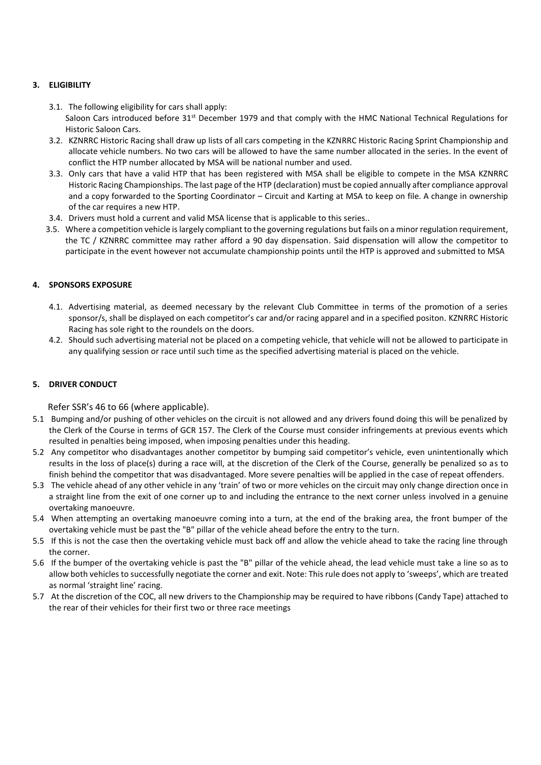## 3. ELIGIBILITY

3.1. The following eligibility for cars shall apply:
Saloon Cars introduced before 31st December 1979 and that comply with the HMC National Technical Regulations for Historic Saloon Cars.

3.2. KZNRRC Historic Racing shall draw up lists of all cars competing in the KZNRRC Historic Racing Sprint Championship and allocate vehicle numbers. No two cars will be allowed to have the same number allocated in the series. In the event of conflict the HTP number allocated by MSA will be national number and used.

3.3. Only cars that have a valid HTP that has been registered with MSA shall be eligible to compete in the MSA KZNRRC Historic Racing Championships. The last page of the HTP (declaration) must be copied annually after compliance approval and a copy forwarded to the Sporting Coordinator – Circuit and Karting at MSA to keep on file. A change in ownership of the car requires a new HTP.

3.4. Drivers must hold a current and valid MSA license that is applicable to this series..

3.5. Where a competition vehicle is largely compliant to the governing regulations but fails on a minor regulation requirement, the TC / KZNRRC committee may rather afford a 90 day dispensation. Said dispensation will allow the competitor to participate in the event however not accumulate championship points until the HTP is approved and submitted to MSA

## 4. SPONSORS EXPOSURE

4.1. Advertising material, as deemed necessary by the relevant Club Committee in terms of the promotion of a series sponsor/s, shall be displayed on each competitor's car and/or racing apparel and in a specified positon. KZNRRC Historic Racing has sole right to the roundels on the doors.

4.2. Should such advertising material not be placed on a competing vehicle, that vehicle will not be allowed to participate in any qualifying session or race until such time as the specified advertising material is placed on the vehicle.

## 5. DRIVER CONDUCT

Refer SSR's 46 to 66 (where applicable).

5.1 Bumping and/or pushing of other vehicles on the circuit is not allowed and any drivers found doing this will be penalized by the Clerk of the Course in terms of GCR 157. The Clerk of the Course must consider infringements at previous events which resulted in penalties being imposed, when imposing penalties under this heading.

5.2 Any competitor who disadvantages another competitor by bumping said competitor's vehicle, even unintentionally which results in the loss of place(s) during a race will, at the discretion of the Clerk of the Course, generally be penalized so as to finish behind the competitor that was disadvantaged. More severe penalties will be applied in the case of repeat offenders.

5.3 The vehicle ahead of any other vehicle in any 'train' of two or more vehicles on the circuit may only change direction once in a straight line from the exit of one corner up to and including the entrance to the next corner unless involved in a genuine overtaking manoeuvre.

5.4 When attempting an overtaking manoeuvre coming into a turn, at the end of the braking area, the front bumper of the overtaking vehicle must be past the "B" pillar of the vehicle ahead before the entry to the turn.

5.5 If this is not the case then the overtaking vehicle must back off and allow the vehicle ahead to take the racing line through the corner.

5.6 If the bumper of the overtaking vehicle is past the "B" pillar of the vehicle ahead, the lead vehicle must take a line so as to allow both vehicles to successfully negotiate the corner and exit. Note: This rule does not apply to 'sweeps', which are treated as normal 'straight line' racing.

5.7 At the discretion of the COC, all new drivers to the Championship may be required to have ribbons (Candy Tape) attached to the rear of their vehicles for their first two or three race meetings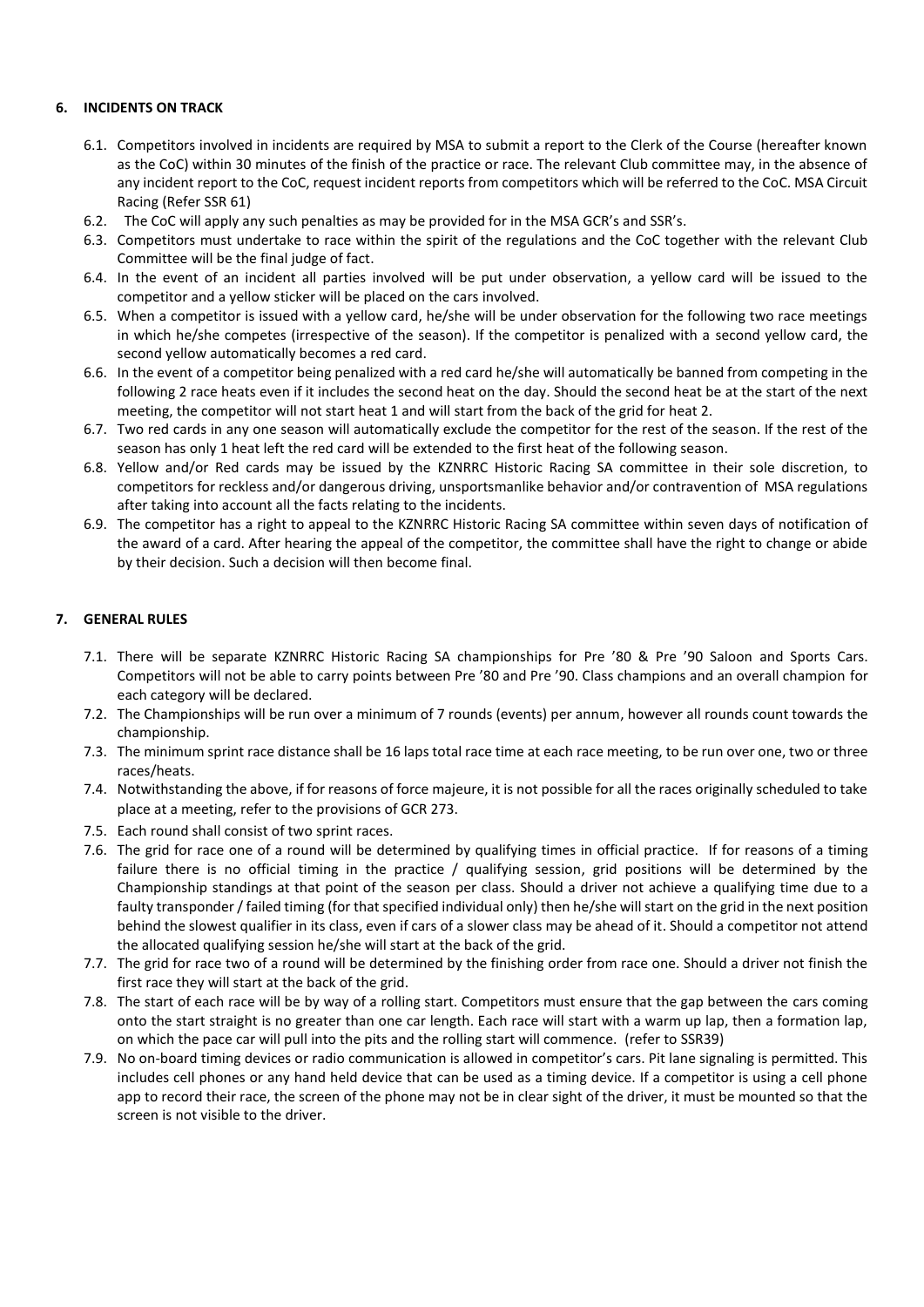## 6. INCIDENTS ON TRACK

6.1. Competitors involved in incidents are required by MSA to submit a report to the Clerk of the Course (hereafter known as the CoC) within 30 minutes of the finish of the practice or race. The relevant Club committee may, in the absence of any incident report to the CoC, request incident reports from competitors which will be referred to the CoC. MSA Circuit Racing (Refer SSR 61)

6.2. The CoC will apply any such penalties as may be provided for in the MSA GCR's and SSR's.

6.3. Competitors must undertake to race within the spirit of the regulations and the CoC together with the relevant Club Committee will be the final judge of fact.

6.4. In the event of an incident all parties involved will be put under observation, a yellow card will be issued to the competitor and a yellow sticker will be placed on the cars involved.

6.5. When a competitor is issued with a yellow card, he/she will be under observation for the following two race meetings in which he/she competes (irrespective of the season). If the competitor is penalized with a second yellow card, the second yellow automatically becomes a red card.

6.6. In the event of a competitor being penalized with a red card he/she will automatically be banned from competing in the following 2 race heats even if it includes the second heat on the day. Should the second heat be at the start of the next meeting, the competitor will not start heat 1 and will start from the back of the grid for heat 2.

6.7. Two red cards in any one season will automatically exclude the competitor for the rest of the season. If the rest of the season has only 1 heat left the red card will be extended to the first heat of the following season.

6.8. Yellow and/or Red cards may be issued by the KZNRRC Historic Racing SA committee in their sole discretion, to competitors for reckless and/or dangerous driving, unsportsmanlike behavior and/or contravention of MSA regulations after taking into account all the facts relating to the incidents.

6.9. The competitor has a right to appeal to the KZNRRC Historic Racing SA committee within seven days of notification of the award of a card. After hearing the appeal of the competitor, the committee shall have the right to change or abide by their decision. Such a decision will then become final.

## 7. GENERAL RULES

7.1. There will be separate KZNRRC Historic Racing SA championships for Pre '80 & Pre '90 Saloon and Sports Cars. Competitors will not be able to carry points between Pre '80 and Pre '90. Class champions and an overall champion for each category will be declared.

7.2. The Championships will be run over a minimum of 7 rounds (events) per annum, however all rounds count towards the championship.

7.3. The minimum sprint race distance shall be 16 laps total race time at each race meeting, to be run over one, two or three races/heats.

7.4. Notwithstanding the above, if for reasons of force majeure, it is not possible for all the races originally scheduled to take place at a meeting, refer to the provisions of GCR 273.

7.5. Each round shall consist of two sprint races.

7.6. The grid for race one of a round will be determined by qualifying times in official practice. If for reasons of a timing failure there is no official timing in the practice / qualifying session, grid positions will be determined by the Championship standings at that point of the season per class. Should a driver not achieve a qualifying time due to a faulty transponder / failed timing (for that specified individual only) then he/she will start on the grid in the next position behind the slowest qualifier in its class, even if cars of a slower class may be ahead of it. Should a competitor not attend the allocated qualifying session he/she will start at the back of the grid.

7.7. The grid for race two of a round will be determined by the finishing order from race one. Should a driver not finish the first race they will start at the back of the grid.

7.8. The start of each race will be by way of a rolling start. Competitors must ensure that the gap between the cars coming onto the start straight is no greater than one car length. Each race will start with a warm up lap, then a formation lap, on which the pace car will pull into the pits and the rolling start will commence. (refer to SSR39)

7.9. No on-board timing devices or radio communication is allowed in competitor's cars. Pit lane signaling is permitted. This includes cell phones or any hand held device that can be used as a timing device. If a competitor is using a cell phone app to record their race, the screen of the phone may not be in clear sight of the driver, it must be mounted so that the screen is not visible to the driver.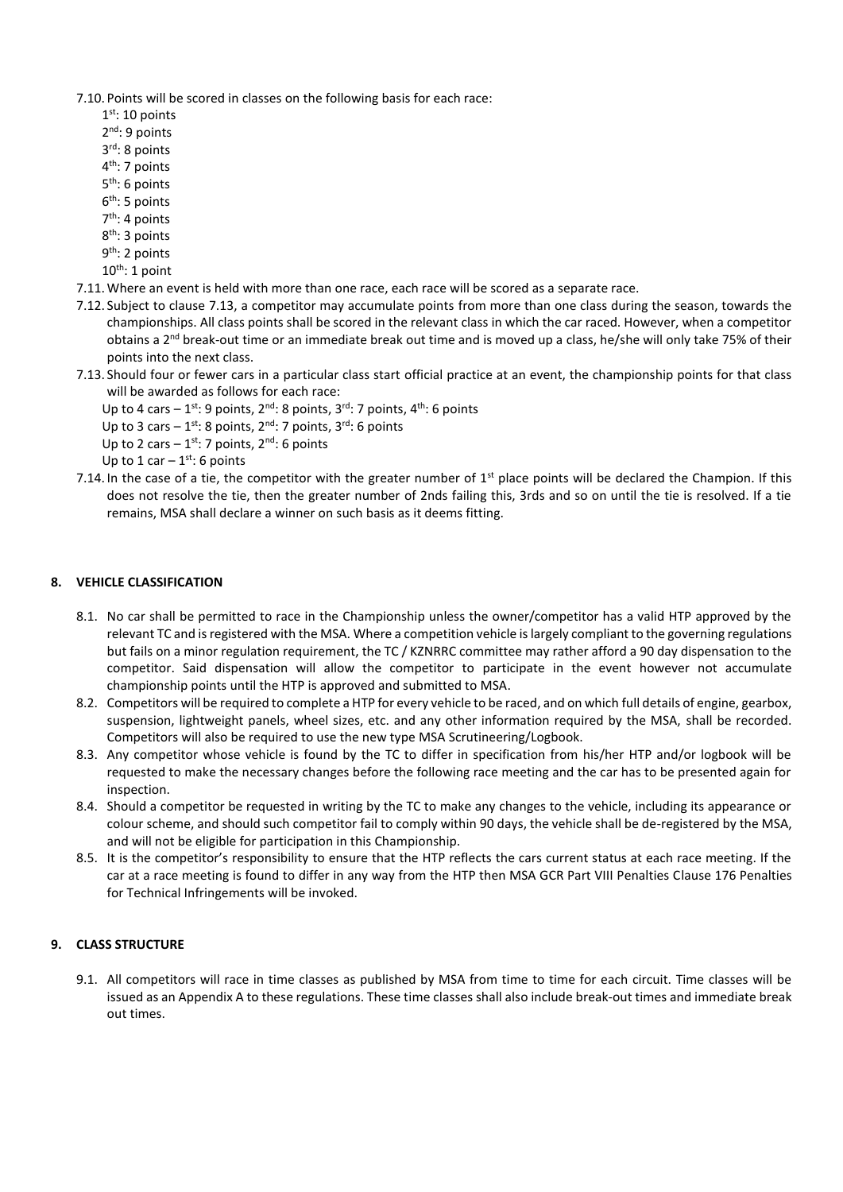7.10. Points will be scored in classes on the following basis for each race:

1st: 10 points
2nd: 9 points
3rd: 8 points
4th: 7 points
5th: 6 points
6th: 5 points
7th: 4 points
8th: 3 points
9th: 2 points
10th: 1 point

7.11. Where an event is held with more than one race, each race will be scored as a separate race.

7.12. Subject to clause 7.13, a competitor may accumulate points from more than one class during the season, towards the championships. All class points shall be scored in the relevant class in which the car raced. However, when a competitor obtains a 2nd break-out time or an immediate break out time and is moved up a class, he/she will only take 75% of their points into the next class.

7.13. Should four or fewer cars in a particular class start official practice at an event, the championship points for that class will be awarded as follows for each race:

Up to 4 cars – 1st: 9 points, 2nd: 8 points, 3rd: 7 points, 4th: 6 points
Up to 3 cars – 1st: 8 points, 2nd: 7 points, 3rd: 6 points
Up to 2 cars – 1st: 7 points, 2nd: 6 points
Up to 1 car – 1st: 6 points

7.14. In the case of a tie, the competitor with the greater number of 1st place points will be declared the Champion. If this does not resolve the tie, then the greater number of 2nds failing this, 3rds and so on until the tie is resolved. If a tie remains, MSA shall declare a winner on such basis as it deems fitting.

## 8. VEHICLE CLASSIFICATION

8.1. No car shall be permitted to race in the Championship unless the owner/competitor has a valid HTP approved by the relevant TC and is registered with the MSA. Where a competition vehicle is largely compliant to the governing regulations but fails on a minor regulation requirement, the TC / KZNRRC committee may rather afford a 90 day dispensation to the competitor. Said dispensation will allow the competitor to participate in the event however not accumulate championship points until the HTP is approved and submitted to MSA.

8.2. Competitors will be required to complete a HTP for every vehicle to be raced, and on which full details of engine, gearbox, suspension, lightweight panels, wheel sizes, etc. and any other information required by the MSA, shall be recorded. Competitors will also be required to use the new type MSA Scrutineering/Logbook.

8.3. Any competitor whose vehicle is found by the TC to differ in specification from his/her HTP and/or logbook will be requested to make the necessary changes before the following race meeting and the car has to be presented again for inspection.

8.4. Should a competitor be requested in writing by the TC to make any changes to the vehicle, including its appearance or colour scheme, and should such competitor fail to comply within 90 days, the vehicle shall be de-registered by the MSA, and will not be eligible for participation in this Championship.

8.5. It is the competitor's responsibility to ensure that the HTP reflects the cars current status at each race meeting. If the car at a race meeting is found to differ in any way from the HTP then MSA GCR Part VIII Penalties Clause 176 Penalties for Technical Infringements will be invoked.

## 9. CLASS STRUCTURE

9.1. All competitors will race in time classes as published by MSA from time to time for each circuit. Time classes will be issued as an Appendix A to these regulations. These time classes shall also include break-out times and immediate break out times.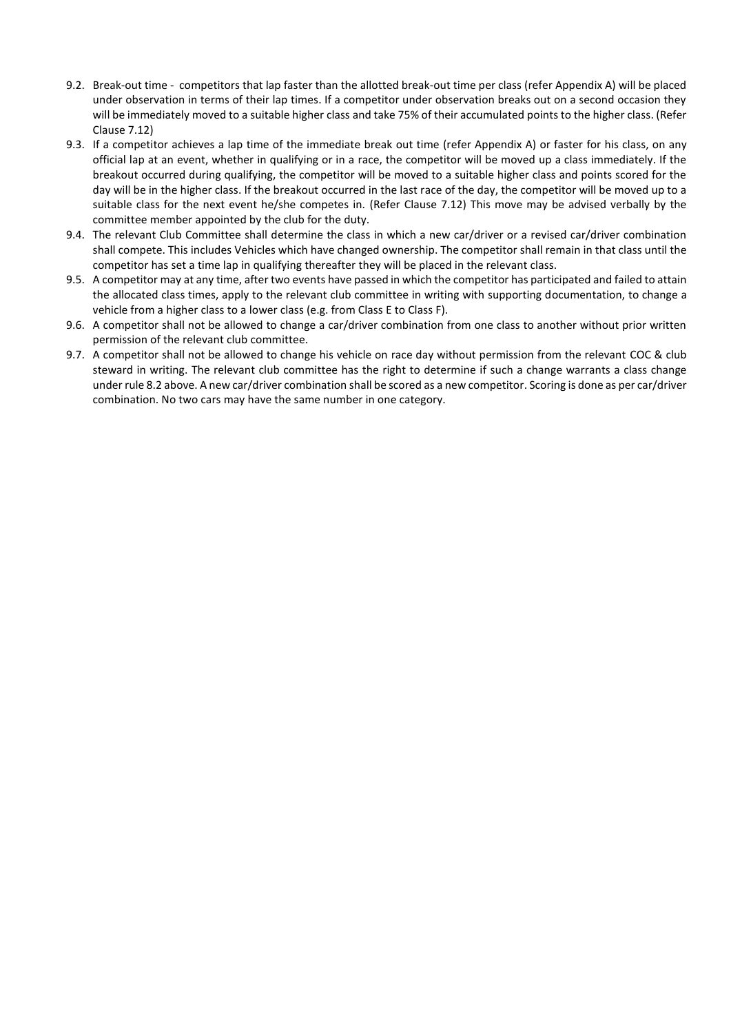9.2. Break-out time - competitors that lap faster than the allotted break-out time per class (refer Appendix A) will be placed under observation in terms of their lap times. If a competitor under observation breaks out on a second occasion they will be immediately moved to a suitable higher class and take 75% of their accumulated points to the higher class. (Refer Clause 7.12)

9.3. If a competitor achieves a lap time of the immediate break out time (refer Appendix A) or faster for his class, on any official lap at an event, whether in qualifying or in a race, the competitor will be moved up a class immediately. If the breakout occurred during qualifying, the competitor will be moved to a suitable higher class and points scored for the day will be in the higher class. If the breakout occurred in the last race of the day, the competitor will be moved up to a suitable class for the next event he/she competes in. (Refer Clause 7.12) This move may be advised verbally by the committee member appointed by the club for the duty.

9.4. The relevant Club Committee shall determine the class in which a new car/driver or a revised car/driver combination shall compete. This includes Vehicles which have changed ownership. The competitor shall remain in that class until the competitor has set a time lap in qualifying thereafter they will be placed in the relevant class.

9.5. A competitor may at any time, after two events have passed in which the competitor has participated and failed to attain the allocated class times, apply to the relevant club committee in writing with supporting documentation, to change a vehicle from a higher class to a lower class (e.g. from Class E to Class F).

9.6. A competitor shall not be allowed to change a car/driver combination from one class to another without prior written permission of the relevant club committee.

9.7. A competitor shall not be allowed to change his vehicle on race day without permission from the relevant COC & club steward in writing. The relevant club committee has the right to determine if such a change warrants a class change under rule 8.2 above. A new car/driver combination shall be scored as a new competitor. Scoring is done as per car/driver combination. No two cars may have the same number in one category.